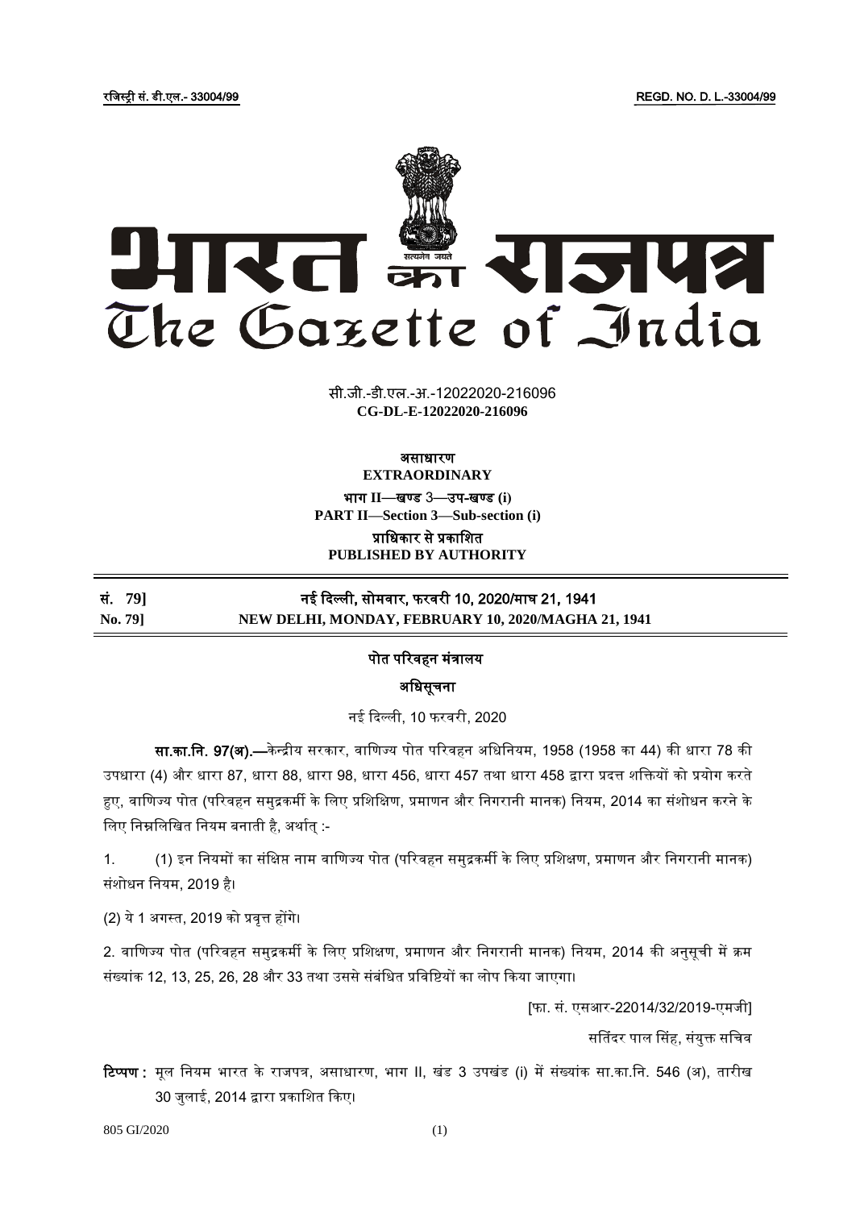रजिस्ट्री सं. डी.एल.- 33004/99 REGD. NO. D. L.-33004/99

# भारत का राजपत्र
# The Gazette of India

सी.जी.-डी.एल.-अ.-12022020-216096
**CG-DL-E-12022020-216096**

**असाधारण**
**EXTRAORDINARY**

**भाग II—खण्ड 3—उप-खण्ड (i)**
**PART II—Section 3—Sub-section (i)**

**प्राधिकार से प्रकाशित**
**PUBLISHED BY AUTHORITY**

**सं. 79] नई दिल्ली, सोमवार, फरवरी 10, 2020/माघ 21, 1941**
**No. 79] NEW DELHI, MONDAY, FEBRUARY 10, 2020/MAGHA 21, 1941**

## पोत परिवहन मंत्रालय

### अधिसूचना

नई दिल्ली, 10 फरवरी, 2020

**सा.का.नि. 97(अ).—**केन्द्रीय सरकार, वाणिज्य पोत परिवहन अधिनियम, 1958 (1958 का 44) की धारा 78 की उपधारा (4) और धारा 87, धारा 88, धारा 98, धारा 456, धारा 457 तथा धारा 458 द्वारा प्रदत्त शक्तियों को प्रयोग करते हुए, वाणिज्य पोत (परिवहन समुद्रकर्मी के लिए प्रशिक्षण, प्रमाणन और निगरानी मानक) नियम, 2014 का संशोधन करने के लिए निम्नलिखित नियम बनाती है, अर्थात् :-

1. (1) इन नियमों का संक्षिप्त नाम वाणिज्य पोत (परिवहन समुद्रकर्मी के लिए प्रशिक्षण, प्रमाणन और निगरानी मानक) संशोधन नियम, 2019 है।

(2) ये 1 अगस्त, 2019 को प्रवृत्त होंगे।

2. वाणिज्य पोत (परिवहन समुद्रकर्मी के लिए प्रशिक्षण, प्रमाणन और निगरानी मानक) नियम, 2014 की अनुसूची में क्रम संख्यांक 12, 13, 25, 26, 28 और 33 तथा उससे संबंधित प्रविष्टियों का लोप किया जाएगा।

[फा. सं. एसआर-22014/32/2019-एमजी]

सतिंदर पाल सिंह, संयुक्त सचिव

**टिप्पण :** मूल नियम भारत के राजपत्र, असाधारण, भाग II, खंड 3 उपखंड (i) में संख्यांक सा.का.नि. 546 (अ), तारीख 30 जुलाई, 2014 द्वारा प्रकाशित किए।

805 GI/2020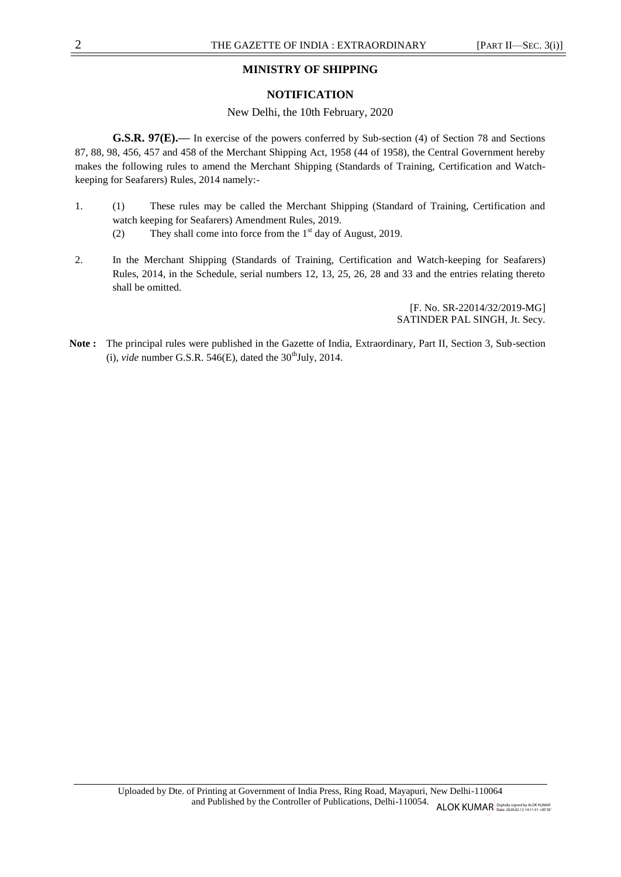## MINISTRY OF SHIPPING

### NOTIFICATION

New Delhi, the 10th February, 2020

**G.S.R. 97(E).—** In exercise of the powers conferred by Sub-section (4) of Section 78 and Sections 87, 88, 98, 456, 457 and 458 of the Merchant Shipping Act, 1958 (44 of 1958), the Central Government hereby makes the following rules to amend the Merchant Shipping (Standards of Training, Certification and Watch-keeping for Seafarers) Rules, 2014 namely:-

1. (1) These rules may be called the Merchant Shipping (Standard of Training, Certification and watch keeping for Seafarers) Amendment Rules, 2019.

   (2) They shall come into force from the 1st day of August, 2019.

2. In the Merchant Shipping (Standards of Training, Certification and Watch-keeping for Seafarers) Rules, 2014, in the Schedule, serial numbers 12, 13, 25, 26, 28 and 33 and the entries relating thereto shall be omitted.

[F. No. SR-22014/32/2019-MG]
SATINDER PAL SINGH, Jt. Secy.

**Note :** The principal rules were published in the Gazette of India, Extraordinary, Part II, Section 3, Sub-section (i), *vide* number G.S.R. 546(E), dated the 30th July, 2014.

Uploaded by Dte. of Printing at Government of India Press, Ring Road, Mayapuri, New Delhi-110064 and Published by the Controller of Publications, Delhi-110054.